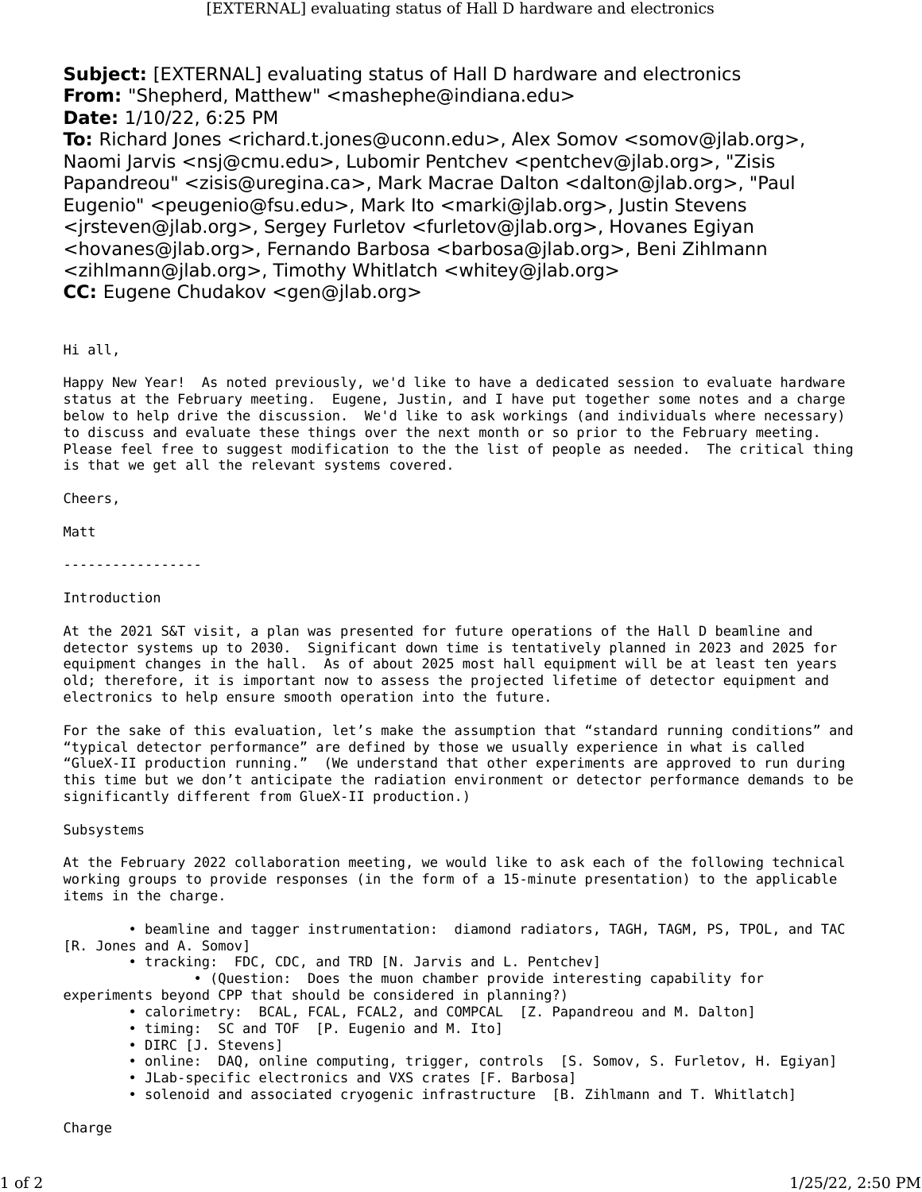**Subject:** [EXTERNAL] evaluating status of Hall D hardware and electronics
**From:** "Shepherd, Matthew" <mashephe@indiana.edu>
**Date:** 1/10/22, 6:25 PM
**To:** Richard Jones <richard.t.jones@uconn.edu>, Alex Somov <somov@jlab.org>, Naomi Jarvis <nsj@cmu.edu>, Lubomir Pentchev <pentchev@jlab.org>, "Zisis Papandreou" <zisis@uregina.ca>, Mark Macrae Dalton <dalton@jlab.org>, "Paul Eugenio" <peugenio@fsu.edu>, Mark Ito <marki@jlab.org>, Justin Stevens <jrsteven@jlab.org>, Sergey Furletov <furletov@jlab.org>, Hovanes Egiyan <hovanes@jlab.org>, Fernando Barbosa <barbosa@jlab.org>, Beni Zihlmann <zihlmann@jlab.org>, Timothy Whitlatch <whitey@jlab.org>
**CC:** Eugene Chudakov <gen@jlab.org>

Hi all,

Happy New Year! As noted previously, we'd like to have a dedicated session to evaluate hardware status at the February meeting. Eugene, Justin, and I have put together some notes and a charge below to help drive the discussion. We'd like to ask workings (and individuals where necessary) to discuss and evaluate these things over the next month or so prior to the February meeting. Please feel free to suggest modification to the the list of people as needed. The critical thing is that we get all the relevant systems covered.

Cheers,

Matt

-----------------

Introduction

At the 2021 S&T visit, a plan was presented for future operations of the Hall D beamline and detector systems up to 2030. Significant down time is tentatively planned in 2023 and 2025 for equipment changes in the hall. As of about 2025 most hall equipment will be at least ten years old; therefore, it is important now to assess the projected lifetime of detector equipment and electronics to help ensure smooth operation into the future.

For the sake of this evaluation, let's make the assumption that "standard running conditions" and "typical detector performance" are defined by those we usually experience in what is called "GlueX-II production running." (We understand that other experiments are approved to run during this time but we don't anticipate the radiation environment or detector performance demands to be significantly different from GlueX-II production.)

Subsystems

At the February 2022 collaboration meeting, we would like to ask each of the following technical working groups to provide responses (in the form of a 15-minute presentation) to the applicable items in the charge.

- beamline and tagger instrumentation: diamond radiators, TAGH, TAGM, PS, TPOL, and TAC [R. Jones and A. Somov]
- tracking: FDC, CDC, and TRD [N. Jarvis and L. Pentchev]
    - (Question: Does the muon chamber provide interesting capability for experiments beyond CPP that should be considered in planning?)
- calorimetry: BCAL, FCAL, FCAL2, and COMPCAL [Z. Papandreou and M. Dalton]
- timing: SC and TOF [P. Eugenio and M. Ito]
- DIRC [J. Stevens]
- online: DAQ, online computing, trigger, controls [S. Somov, S. Furletov, H. Egiyan]
- JLab-specific electronics and VXS crates [F. Barbosa]
- solenoid and associated cryogenic infrastructure [B. Zihlmann and T. Whitlatch]

Charge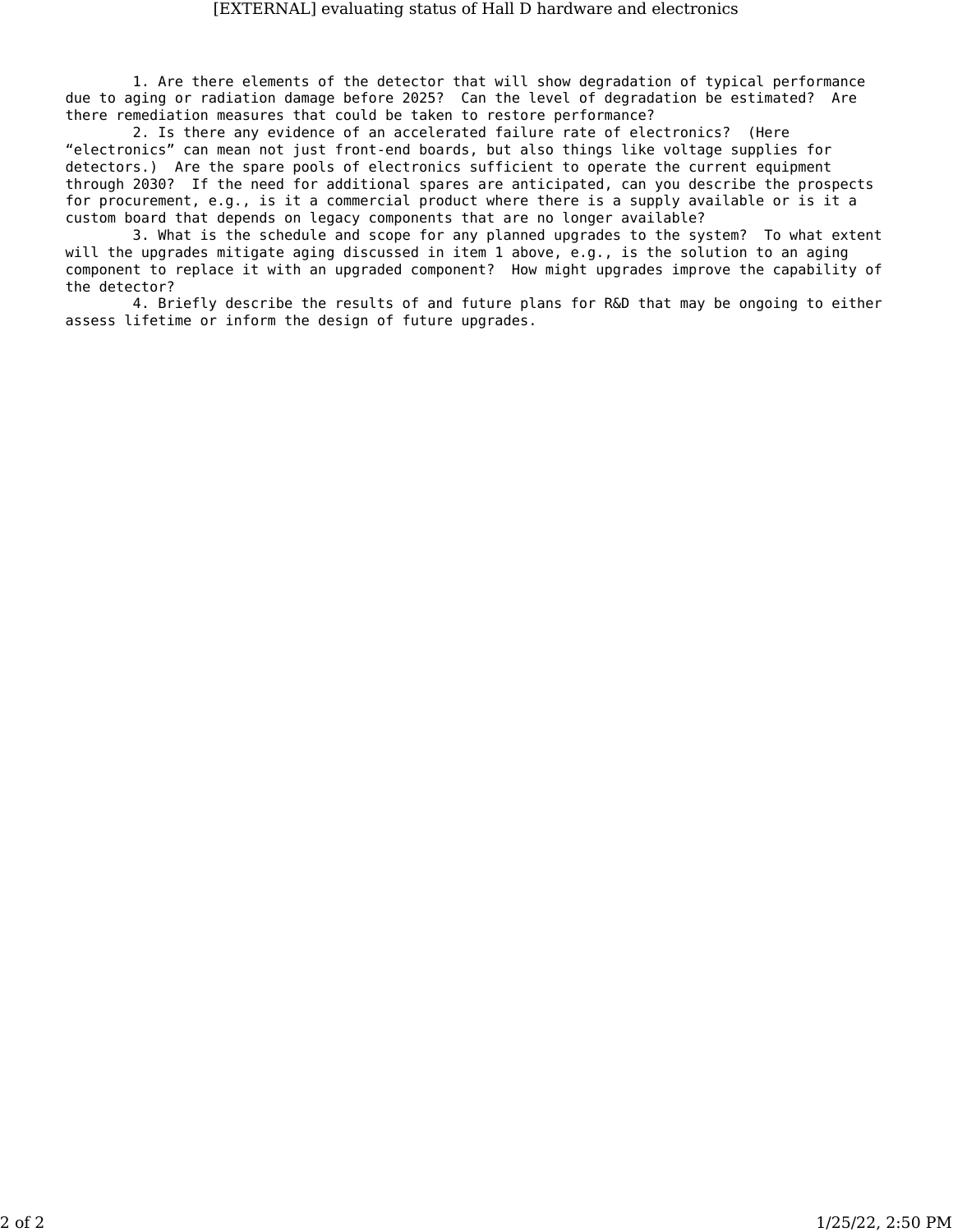1. Are there elements of the detector that will show degradation of typical performance due to aging or radiation damage before 2025? Can the level of degradation be estimated? Are there remediation measures that could be taken to restore performance?
2. Is there any evidence of an accelerated failure rate of electronics? (Here “electronics” can mean not just front-end boards, but also things like voltage supplies for detectors.) Are the spare pools of electronics sufficient to operate the current equipment through 2030? If the need for additional spares are anticipated, can you describe the prospects for procurement, e.g., is it a commercial product where there is a supply available or is it a custom board that depends on legacy components that are no longer available?
3. What is the schedule and scope for any planned upgrades to the system? To what extent will the upgrades mitigate aging discussed in item 1 above, e.g., is the solution to an aging component to replace it with an upgraded component? How might upgrades improve the capability of the detector?
4. Briefly describe the results of and future plans for R&D that may be ongoing to either assess lifetime or inform the design of future upgrades.